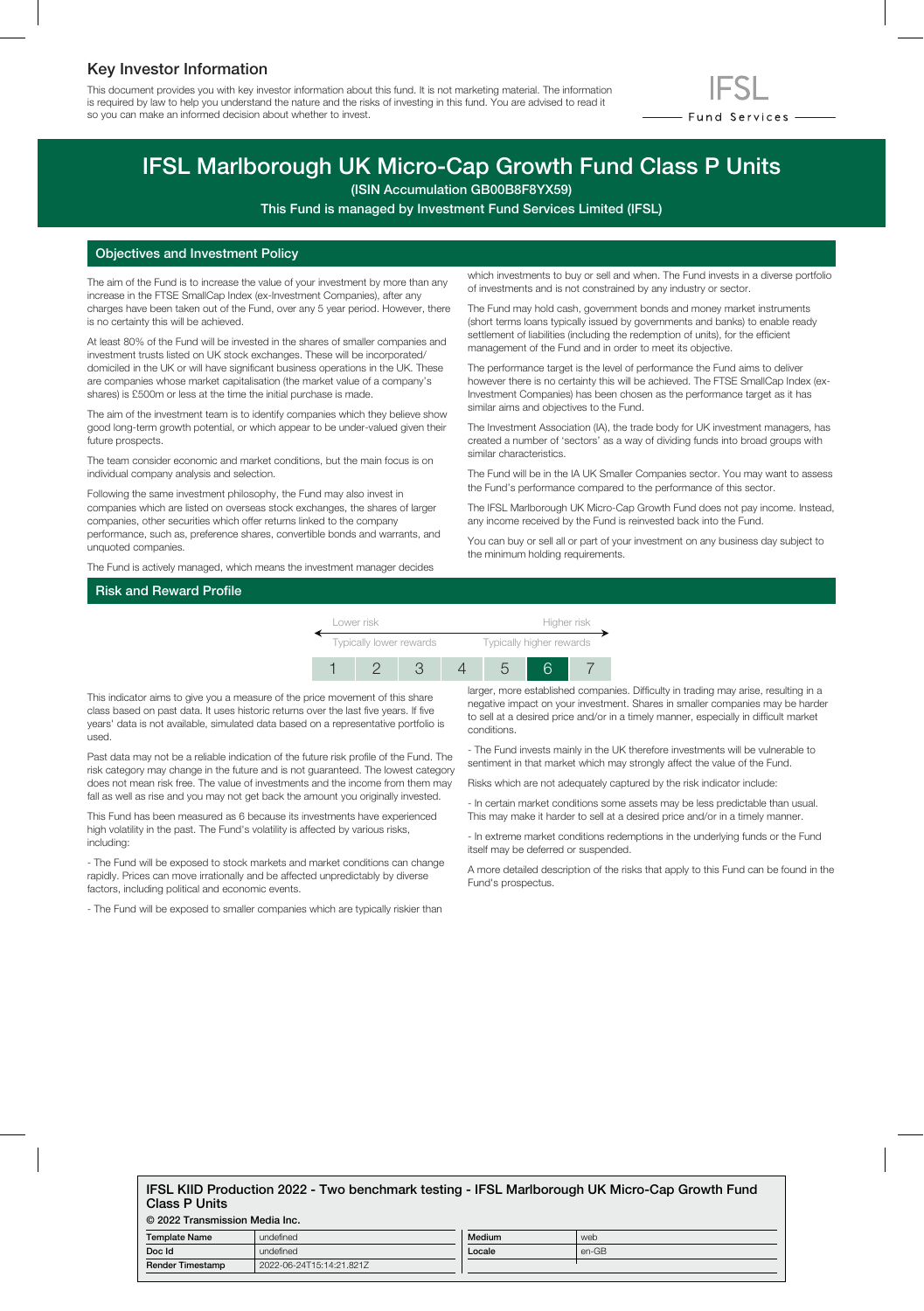# Key Investor Information

This document provides you with key investor information about this fund. It is not marketing material. The information is required by law to help you understand the nature and the risks of investing in this fund. You are advised to read it so you can make an informed decision about whether to invest.

IFSL Fund Services

## IFSL Marlborough UK Micro-Cap Growth Fund Class P Units

(ISIN Accumulation GB00B8F8YX59)

This Fund is managed by Investment Fund Services Limited (IFSL)

### Objectives and Investment Policy

The aim of the Fund is to increase the value of your investment by more than any increase in the FTSE SmallCap Index (ex-Investment Companies), after any charges have been taken out of the Fund, over any 5 year period. However, there is no certainty this will be achieved.

At least 80% of the Fund will be invested in the shares of smaller companies and investment trusts listed on UK stock exchanges. These will be incorporated/domiciled in the UK or will have significant business operations in the UK. These are companies whose market capitalisation (the market value of a company's shares) is £500m or less at the time the initial purchase is made.

The aim of the investment team is to identify companies which they believe show good long-term growth potential, or which appear to be under-valued given their future prospects.

The team consider economic and market conditions, but the main focus is on individual company analysis and selection.

Following the same investment philosophy, the Fund may also invest in companies which are listed on overseas stock exchanges, the shares of larger companies, other securities which offer returns linked to the company performance, such as, preference shares, convertible bonds and warrants, and unquoted companies.

The Fund is actively managed, which means the investment manager decides which investments to buy or sell and when. The Fund invests in a diverse portfolio of investments and is not constrained by any industry or sector.

The Fund may hold cash, government bonds and money market instruments (short terms loans typically issued by governments and banks) to enable ready settlement of liabilities (including the redemption of units), for the efficient management of the Fund and in order to meet its objective.

The performance target is the level of performance the Fund aims to deliver however there is no certainty this will be achieved. The FTSE SmallCap Index (ex-Investment Companies) has been chosen as the performance target as it has similar aims and objectives to the Fund.

The Investment Association (IA), the trade body for UK investment managers, has created a number of 'sectors' as a way of dividing funds into broad groups with similar characteristics.

The Fund will be in the IA UK Smaller Companies sector. You may want to assess the Fund's performance compared to the performance of this sector.

The IFSL Marlborough UK Micro-Cap Growth Fund does not pay income. Instead, any income received by the Fund is reinvested back into the Fund.

You can buy or sell all or part of your investment on any business day subject to the minimum holding requirements.

### Risk and Reward Profile

Lower risk ← → Higher risk

Typically lower rewards — Typically higher rewards

| 1 | 2 | 3 | 4 | 5 | **6** | 7 |
|---|---|---|---|---|---|---|

This indicator aims to give you a measure of the price movement of this share class based on past data. It uses historic returns over the last five years. If five years' data is not available, simulated data based on a representative portfolio is used.

Past data may not be a reliable indication of the future risk profile of the Fund. The risk category may change in the future and is not guaranteed. The lowest category does not mean risk free. The value of investments and the income from them may fall as well as rise and you may not get back the amount you originally invested.

This Fund has been measured as 6 because its investments have experienced high volatility in the past. The Fund's volatility is affected by various risks, including:

- The Fund will be exposed to stock markets and market conditions can change rapidly. Prices can move irrationally and be affected unpredictably by diverse factors, including political and economic events.

- The Fund will be exposed to smaller companies which are typically riskier than larger, more established companies. Difficulty in trading may arise, resulting in a negative impact on your investment. Shares in smaller companies may be harder to sell at a desired price and/or in a timely manner, especially in difficult market conditions.

- The Fund invests mainly in the UK therefore investments will be vulnerable to sentiment in that market which may strongly affect the value of the Fund.

Risks which are not adequately captured by the risk indicator include:

- In certain market conditions some assets may be less predictable than usual. This may make it harder to sell at a desired price and/or in a timely manner.

- In extreme market conditions redemptions in the underlying funds or the Fund itself may be deferred or suspended.

A more detailed description of the risks that apply to this Fund can be found in the Fund's prospectus.

**IFSL KIID Production 2022 - Two benchmark testing - IFSL Marlborough UK Micro-Cap Growth Fund Class P Units**

**© 2022 Transmission Media Inc.**

| Template Name | undefined | Medium | web |
|---|---|---|---|
| Doc Id | undefined | Locale | en-GB |
| Render Timestamp | 2022-06-24T15:14:21.821Z | | |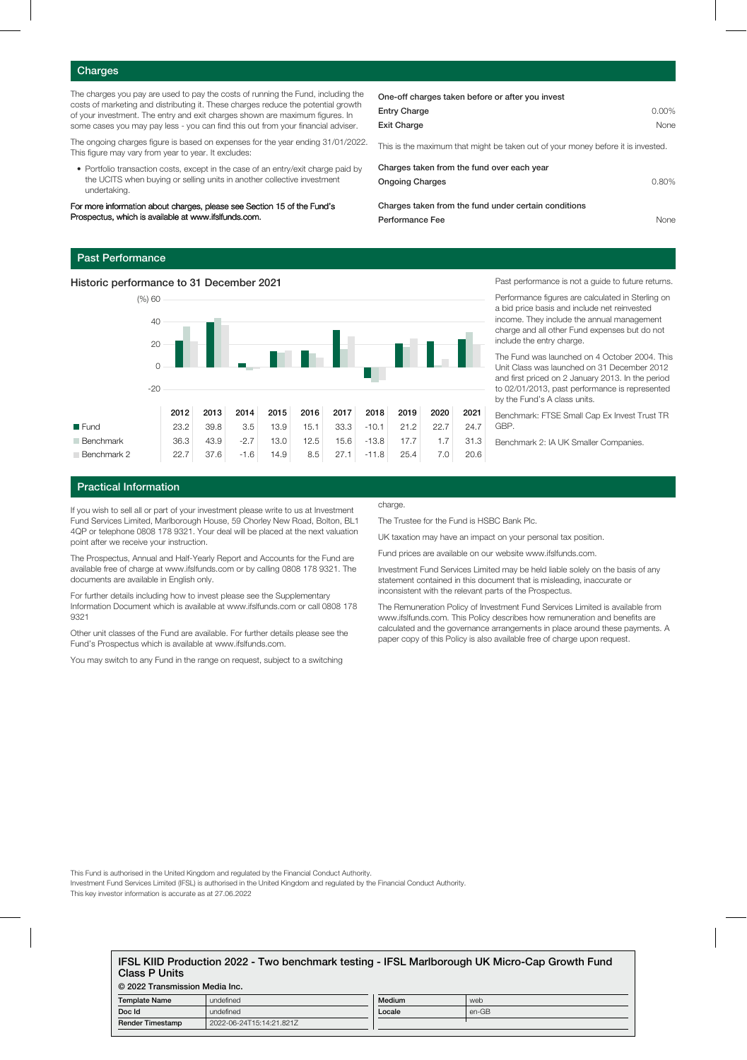## Charges

The charges you pay are used to pay the costs of running the Fund, including the costs of marketing and distributing it. These charges reduce the potential growth of your investment. The entry and exit charges shown are maximum figures. In some cases you may pay less - you can find this out from your financial adviser.

The ongoing charges figure is based on expenses for the year ending 31/01/2022. This figure may vary from year to year. It excludes:

- Portfolio transaction costs, except in the case of an entry/exit charge paid by the UCITS when buying or selling units in another collective investment undertaking.

For more information about charges, please see Section 15 of the Fund's Prospectus, which is available at www.ifslfunds.com.

| One-off charges taken before or after you invest | |
|---|---|
| Entry Charge | 0.00% |
| Exit Charge | None |

This is the maximum that might be taken out of your money before it is invested.

| Charges taken from the fund over each year | |
|---|---|
| Ongoing Charges | 0.80% |

| Charges taken from the fund under certain conditions | |
|---|---|
| Performance Fee | None |

## Past Performance

### Historic performance to 31 December 2021

(%) 60
40
20
0
-20

| | 2012 | 2013 | 2014 | 2015 | 2016 | 2017 | 2018 | 2019 | 2020 | 2021 |
|---|---|---|---|---|---|---|---|---|---|---|
| Fund | 23.2 | 39.8 | 3.5 | 13.9 | 15.1 | 33.3 | -10.1 | 21.2 | 22.7 | 24.7 |
| Benchmark | 36.3 | 43.9 | -2.7 | 13.0 | 12.5 | 15.6 | -13.8 | 17.7 | 1.7 | 31.3 |
| Benchmark 2 | 22.7 | 37.6 | -1.6 | 14.9 | 8.5 | 27.1 | -11.8 | 25.4 | 7.0 | 20.6 |

Past performance is not a guide to future returns.

Performance figures are calculated in Sterling on a bid price basis and include net reinvested income. They include the annual management charge and all other Fund expenses but do not include the entry charge.

The Fund was launched on 4 October 2004. This Unit Class was launched on 31 December 2012 and first priced on 2 January 2013. In the period to 02/01/2013, past performance is represented by the Fund's A class units.

Benchmark: FTSE Small Cap Ex Invest Trust TR GBP.

Benchmark 2: IA UK Smaller Companies.

## Practical Information

If you wish to sell all or part of your investment please write to us at Investment Fund Services Limited, Marlborough House, 59 Chorley New Road, Bolton, BL1 4QP or telephone 0808 178 9321. Your deal will be placed at the next valuation point after we receive your instruction.

The Prospectus, Annual and Half-Yearly Report and Accounts for the Fund are available free of charge at www.ifslfunds.com or by calling 0808 178 9321. The documents are available in English only.

For further details including how to invest please see the Supplementary Information Document which is available at www.ifslfunds.com or call 0808 178 9321

Other unit classes of the Fund are available. For further details please see the Fund's Prospectus which is available at www.ifslfunds.com.

You may switch to any Fund in the range on request, subject to a switching charge.

The Trustee for the Fund is HSBC Bank Plc.

UK taxation may have an impact on your personal tax position.

Fund prices are available on our website www.ifslfunds.com.

Investment Fund Services Limited may be held liable solely on the basis of any statement contained in this document that is misleading, inaccurate or inconsistent with the relevant parts of the Prospectus.

The Remuneration Policy of Investment Fund Services Limited is available from www.ifslfunds.com. This Policy describes how remuneration and benefits are calculated and the governance arrangements in place around these payments. A paper copy of this Policy is also available free of charge upon request.

This Fund is authorised in the United Kingdom and regulated by the Financial Conduct Authority.
Investment Fund Services Limited (IFSL) is authorised in the United Kingdom and regulated by the Financial Conduct Authority.
This key investor information is accurate as at 27.06.2022

**IFSL KIID Production 2022 - Two benchmark testing - IFSL Marlborough UK Micro-Cap Growth Fund Class P Units**

**© 2022 Transmission Media Inc.**

| | | | |
|---|---|---|---|
| Template Name | undefined | Medium | web |
| Doc Id | undefined | Locale | en-GB |
| Render Timestamp | 2022-06-24T15:14:21.821Z | | |